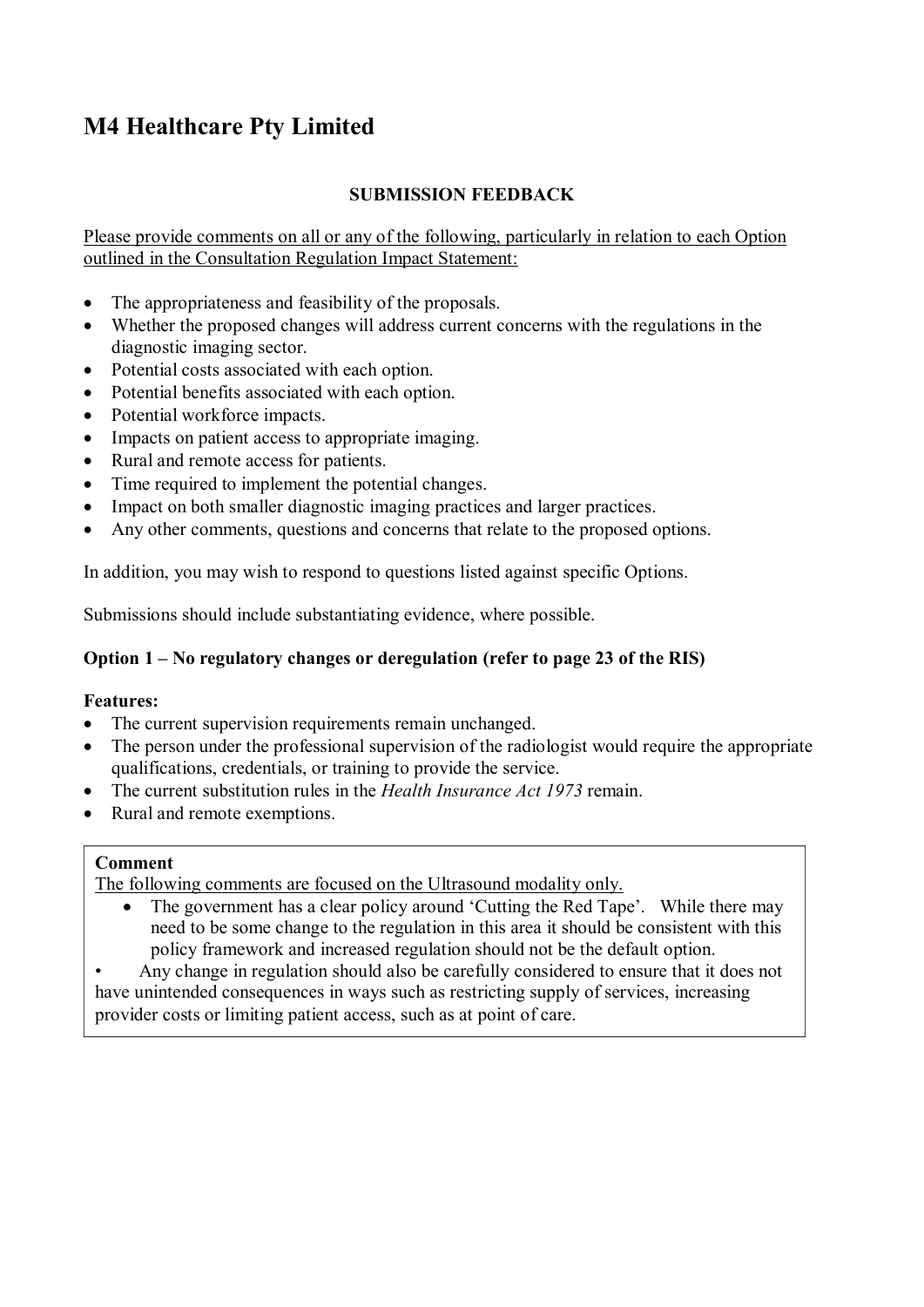# M4 Healthcare Pty Limited

**SUBMISSION FEEDBACK**

Please provide comments on all or any of the following, particularly in relation to each Option outlined in the Consultation Regulation Impact Statement:

- The appropriateness and feasibility of the proposals.
- Whether the proposed changes will address current concerns with the regulations in the diagnostic imaging sector.
- Potential costs associated with each option.
- Potential benefits associated with each option.
- Potential workforce impacts.
- Impacts on patient access to appropriate imaging.
- Rural and remote access for patients.
- Time required to implement the potential changes.
- Impact on both smaller diagnostic imaging practices and larger practices.
- Any other comments, questions and concerns that relate to the proposed options.

In addition, you may wish to respond to questions listed against specific Options.

Submissions should include substantiating evidence, where possible.

### Option 1 – No regulatory changes or deregulation (refer to page 23 of the RIS)

**Features:**

- The current supervision requirements remain unchanged.
- The person under the professional supervision of the radiologist would require the appropriate qualifications, credentials, or training to provide the service.
- The current substitution rules in the *Health Insurance Act 1973* remain.
- Rural and remote exemptions.

**Comment**

The following comments are focused on the Ultrasound modality only.

- The government has a clear policy around 'Cutting the Red Tape'. While there may need to be some change to the regulation in this area it should be consistent with this policy framework and increased regulation should not be the default option.
- Any change in regulation should also be carefully considered to ensure that it does not have unintended consequences in ways such as restricting supply of services, increasing provider costs or limiting patient access, such as at point of care.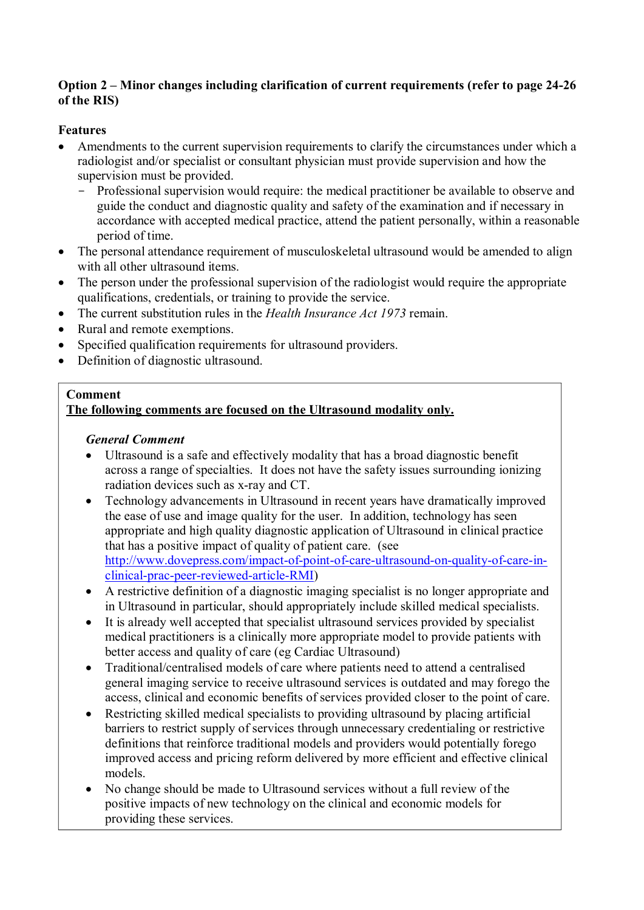**Option 2 – Minor changes including clarification of current requirements (refer to page 24-26 of the RIS)**

**Features**

- Amendments to the current supervision requirements to clarify the circumstances under which a radiologist and/or specialist or consultant physician must provide supervision and how the supervision must be provided.
  - Professional supervision would require: the medical practitioner be available to observe and guide the conduct and diagnostic quality and safety of the examination and if necessary in accordance with accepted medical practice, attend the patient personally, within a reasonable period of time.
- The personal attendance requirement of musculoskeletal ultrasound would be amended to align with all other ultrasound items.
- The person under the professional supervision of the radiologist would require the appropriate qualifications, credentials, or training to provide the service.
- The current substitution rules in the *Health Insurance Act 1973* remain.
- Rural and remote exemptions.
- Specified qualification requirements for ultrasound providers.
- Definition of diagnostic ultrasound.

**Comment**

**<u>The following comments are focused on the Ultrasound modality only.</u>**

***General Comment***

- Ultrasound is a safe and effectively modality that has a broad diagnostic benefit across a range of specialties. It does not have the safety issues surrounding ionizing radiation devices such as x-ray and CT.
- Technology advancements in Ultrasound in recent years have dramatically improved the ease of use and image quality for the user. In addition, technology has seen appropriate and high quality diagnostic application of Ultrasound in clinical practice that has a positive impact of quality of patient care. (see [http://www.dovepress.com/impact-of-point-of-care-ultrasound-on-quality-of-care-in-clinical-prac-peer-reviewed-article-RMI](http://www.dovepress.com/impact-of-point-of-care-ultrasound-on-quality-of-care-in-clinical-prac-peer-reviewed-article-RMI))
- A restrictive definition of a diagnostic imaging specialist is no longer appropriate and in Ultrasound in particular, should appropriately include skilled medical specialists.
- It is already well accepted that specialist ultrasound services provided by specialist medical practitioners is a clinically more appropriate model to provide patients with better access and quality of care (eg Cardiac Ultrasound)
- Traditional/centralised models of care where patients need to attend a centralised general imaging service to receive ultrasound services is outdated and may forego the access, clinical and economic benefits of services provided closer to the point of care.
- Restricting skilled medical specialists to providing ultrasound by placing artificial barriers to restrict supply of services through unnecessary credentialing or restrictive definitions that reinforce traditional models and providers would potentially forego improved access and pricing reform delivered by more efficient and effective clinical models.
- No change should be made to Ultrasound services without a full review of the positive impacts of new technology on the clinical and economic models for providing these services.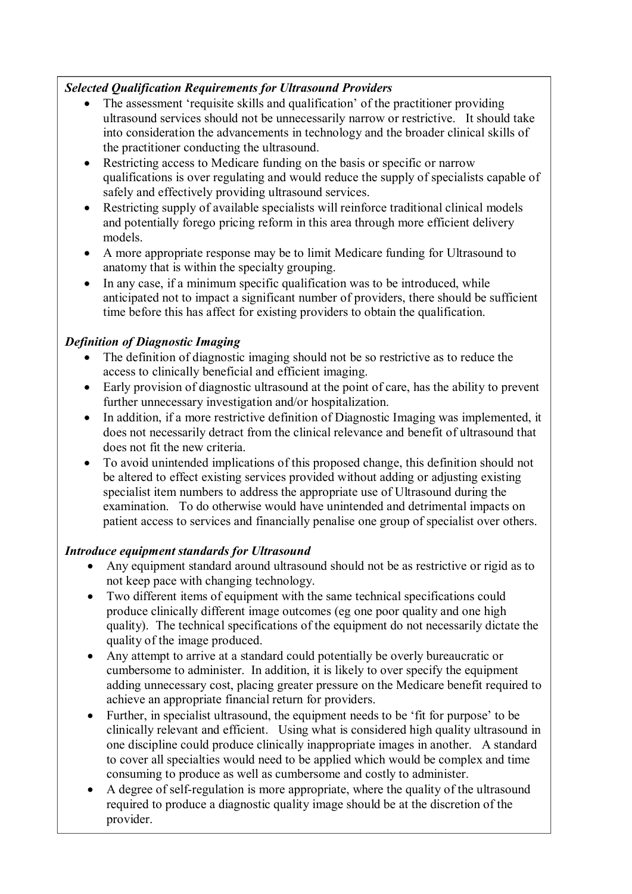***Selected Qualification Requirements for Ultrasound Providers***

- The assessment 'requisite skills and qualification' of the practitioner providing ultrasound services should not be unnecessarily narrow or restrictive. It should take into consideration the advancements in technology and the broader clinical skills of the practitioner conducting the ultrasound.
- Restricting access to Medicare funding on the basis or specific or narrow qualifications is over regulating and would reduce the supply of specialists capable of safely and effectively providing ultrasound services.
- Restricting supply of available specialists will reinforce traditional clinical models and potentially forego pricing reform in this area through more efficient delivery models.
- A more appropriate response may be to limit Medicare funding for Ultrasound to anatomy that is within the specialty grouping.
- In any case, if a minimum specific qualification was to be introduced, while anticipated not to impact a significant number of providers, there should be sufficient time before this has affect for existing providers to obtain the qualification.

***Definition of Diagnostic Imaging***

- The definition of diagnostic imaging should not be so restrictive as to reduce the access to clinically beneficial and efficient imaging.
- Early provision of diagnostic ultrasound at the point of care, has the ability to prevent further unnecessary investigation and/or hospitalization.
- In addition, if a more restrictive definition of Diagnostic Imaging was implemented, it does not necessarily detract from the clinical relevance and benefit of ultrasound that does not fit the new criteria.
- To avoid unintended implications of this proposed change, this definition should not be altered to effect existing services provided without adding or adjusting existing specialist item numbers to address the appropriate use of Ultrasound during the examination. To do otherwise would have unintended and detrimental impacts on patient access to services and financially penalise one group of specialist over others.

***Introduce equipment standards for Ultrasound***

- Any equipment standard around ultrasound should not be as restrictive or rigid as to not keep pace with changing technology.
- Two different items of equipment with the same technical specifications could produce clinically different image outcomes (eg one poor quality and one high quality). The technical specifications of the equipment do not necessarily dictate the quality of the image produced.
- Any attempt to arrive at a standard could potentially be overly bureaucratic or cumbersome to administer. In addition, it is likely to over specify the equipment adding unnecessary cost, placing greater pressure on the Medicare benefit required to achieve an appropriate financial return for providers.
- Further, in specialist ultrasound, the equipment needs to be 'fit for purpose' to be clinically relevant and efficient. Using what is considered high quality ultrasound in one discipline could produce clinically inappropriate images in another. A standard to cover all specialties would need to be applied which would be complex and time consuming to produce as well as cumbersome and costly to administer.
- A degree of self-regulation is more appropriate, where the quality of the ultrasound required to produce a diagnostic quality image should be at the discretion of the provider.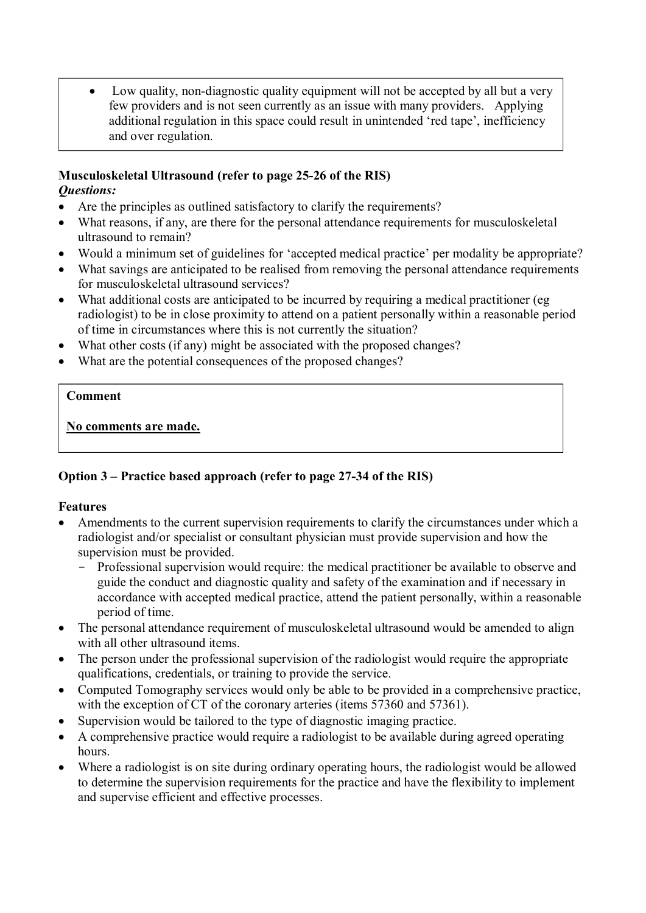- Low quality, non-diagnostic quality equipment will not be accepted by all but a very few providers and is not seen currently as an issue with many providers. Applying additional regulation in this space could result in unintended 'red tape', inefficiency and over regulation.

**Musculoskeletal Ultrasound (refer to page 25-26 of the RIS)**

***Questions:***

- Are the principles as outlined satisfactory to clarify the requirements?
- What reasons, if any, are there for the personal attendance requirements for musculoskeletal ultrasound to remain?
- Would a minimum set of guidelines for 'accepted medical practice' per modality be appropriate?
- What savings are anticipated to be realised from removing the personal attendance requirements for musculoskeletal ultrasound services?
- What additional costs are anticipated to be incurred by requiring a medical practitioner (eg radiologist) to be in close proximity to attend on a patient personally within a reasonable period of time in circumstances where this is not currently the situation?
- What other costs (if any) might be associated with the proposed changes?
- What are the potential consequences of the proposed changes?

**Comment**

**No comments are made.**

**Option 3 – Practice based approach (refer to page 27-34 of the RIS)**

**Features**

- Amendments to the current supervision requirements to clarify the circumstances under which a radiologist and/or specialist or consultant physician must provide supervision and how the supervision must be provided.
  - Professional supervision would require: the medical practitioner be available to observe and guide the conduct and diagnostic quality and safety of the examination and if necessary in accordance with accepted medical practice, attend the patient personally, within a reasonable period of time.
- The personal attendance requirement of musculoskeletal ultrasound would be amended to align with all other ultrasound items.
- The person under the professional supervision of the radiologist would require the appropriate qualifications, credentials, or training to provide the service.
- Computed Tomography services would only be able to be provided in a comprehensive practice, with the exception of CT of the coronary arteries (items 57360 and 57361).
- Supervision would be tailored to the type of diagnostic imaging practice.
- A comprehensive practice would require a radiologist to be available during agreed operating hours.
- Where a radiologist is on site during ordinary operating hours, the radiologist would be allowed to determine the supervision requirements for the practice and have the flexibility to implement and supervise efficient and effective processes.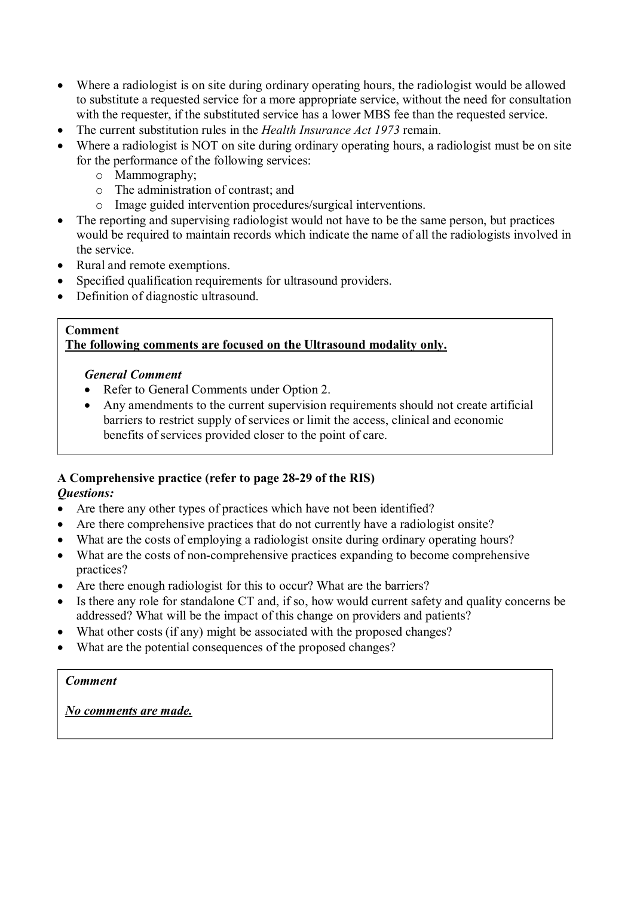- Where a radiologist is on site during ordinary operating hours, the radiologist would be allowed to substitute a requested service for a more appropriate service, without the need for consultation with the requester, if the substituted service has a lower MBS fee than the requested service.
- The current substitution rules in the *Health Insurance Act 1973* remain.
- Where a radiologist is NOT on site during ordinary operating hours, a radiologist must be on site for the performance of the following services:
  - Mammography;
  - The administration of contrast; and
  - Image guided intervention procedures/surgical interventions.
- The reporting and supervising radiologist would not have to be the same person, but practices would be required to maintain records which indicate the name of all the radiologists involved in the service.
- Rural and remote exemptions.
- Specified qualification requirements for ultrasound providers.
- Definition of diagnostic ultrasound.

> **Comment**
>
> **<u>The following comments are focused on the Ultrasound modality only.</u>**
>
> ***General Comment***
>
> - Refer to General Comments under Option 2.
> - Any amendments to the current supervision requirements should not create artificial barriers to restrict supply of services or limit the access, clinical and economic benefits of services provided closer to the point of care.

**A Comprehensive practice (refer to page 28-29 of the RIS)**

***Questions:***

- Are there any other types of practices which have not been identified?
- Are there comprehensive practices that do not currently have a radiologist onsite?
- What are the costs of employing a radiologist onsite during ordinary operating hours?
- What are the costs of non-comprehensive practices expanding to become comprehensive practices?
- Are there enough radiologist for this to occur? What are the barriers?
- Is there any role for standalone CT and, if so, how would current safety and quality concerns be addressed? What will be the impact of this change on providers and patients?
- What other costs (if any) might be associated with the proposed changes?
- What are the potential consequences of the proposed changes?

> ***Comment***
>
> ***<u>No comments are made.</u>***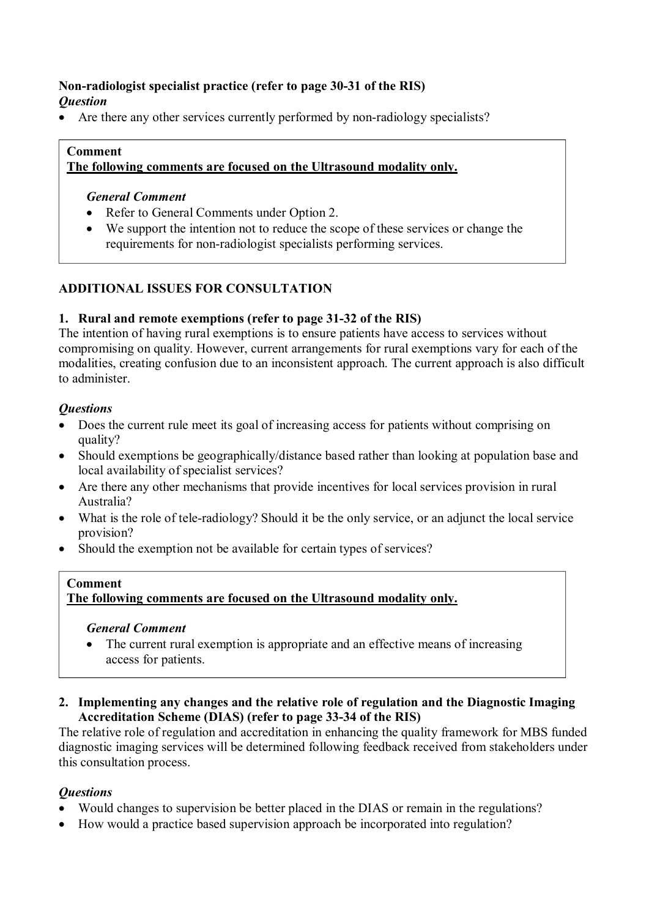**Non-radiologist specialist practice (refer to page 30-31 of the RIS)**
***Question***

- Are there any other services currently performed by non-radiology specialists?

> **Comment**
> **<u>The following comments are focused on the Ultrasound modality only.</u>**
>
> ***General Comment***
>
> - Refer to General Comments under Option 2.
> - We support the intention not to reduce the scope of these services or change the requirements for non-radiologist specialists performing services.

## ADDITIONAL ISSUES FOR CONSULTATION

### 1. Rural and remote exemptions (refer to page 31-32 of the RIS)

The intention of having rural exemptions is to ensure patients have access to services without compromising on quality. However, current arrangements for rural exemptions vary for each of the modalities, creating confusion due to an inconsistent approach. The current approach is also difficult to administer.

***Questions***

- Does the current rule meet its goal of increasing access for patients without comprising on quality?
- Should exemptions be geographically/distance based rather than looking at population base and local availability of specialist services?
- Are there any other mechanisms that provide incentives for local services provision in rural Australia?
- What is the role of tele-radiology? Should it be the only service, or an adjunct the local service provision?
- Should the exemption not be available for certain types of services?

> **Comment**
> **<u>The following comments are focused on the Ultrasound modality only.</u>**
>
> ***General Comment***
>
> - The current rural exemption is appropriate and an effective means of increasing access for patients.

### 2. Implementing any changes and the relative role of regulation and the Diagnostic Imaging Accreditation Scheme (DIAS) (refer to page 33-34 of the RIS)

The relative role of regulation and accreditation in enhancing the quality framework for MBS funded diagnostic imaging services will be determined following feedback received from stakeholders under this consultation process.

***Questions***

- Would changes to supervision be better placed in the DIAS or remain in the regulations?
- How would a practice based supervision approach be incorporated into regulation?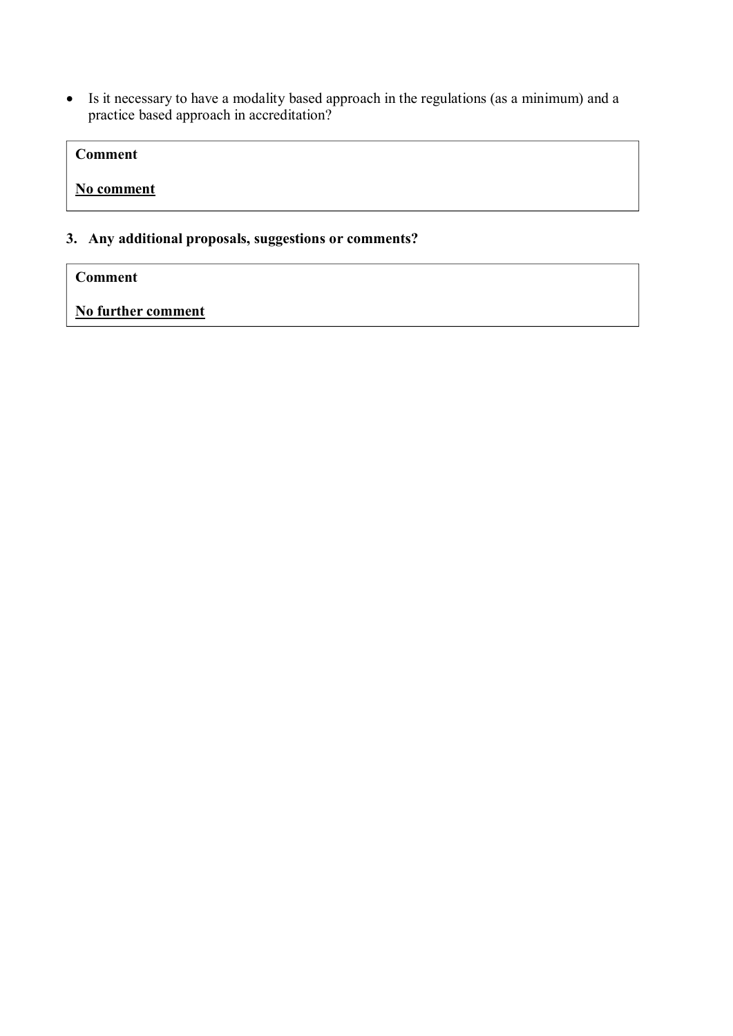- Is it necessary to have a modality based approach in the regulations (as a minimum) and a practice based approach in accreditation?

| |
|---|
| **Comment** |
| **No comment** |

**3. Any additional proposals, suggestions or comments?**

| |
|---|
| **Comment** |
| **No further comment** |